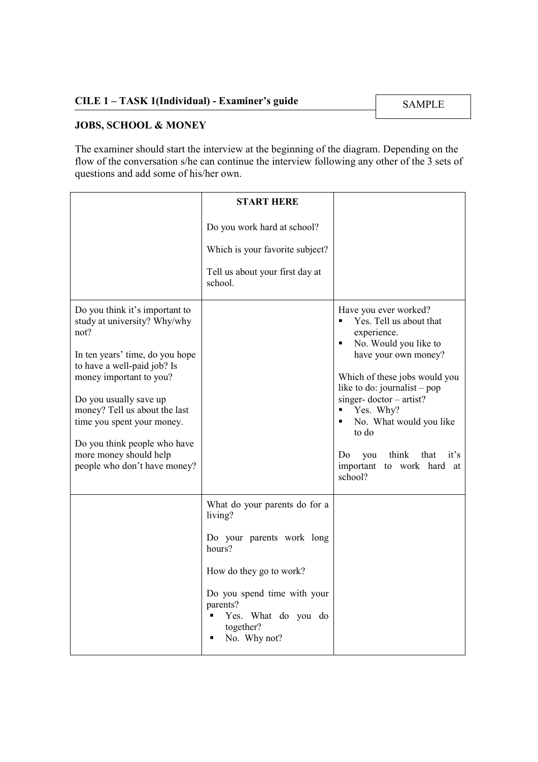## CILE 1 – TASK 1(Individual) - Examiner's guide

SAMPLE

### JOBS, SCHOOL & MONEY

The examiner should start the interview at the beginning of the diagram. Depending on the flow of the conversation s/he can continue the interview following any other of the 3 sets of questions and add some of his/her own.

| | | |
|---|---|---|
| | **START HERE**<br><br>Do you work hard at school?<br><br>Which is your favorite subject?<br><br>Tell us about your first day at school. | |
| Do you think it's important to study at university? Why/why not?<br><br>In ten years' time, do you hope to have a well-paid job? Is money important to you?<br><br>Do you usually save up money? Tell us about the last time you spent your money.<br><br>Do you think people who have more money should help people who don't have money? | | Have you ever worked?<br>▪ Yes. Tell us about that experience.<br>▪ No. Would you like to have your own money?<br><br>Which of these jobs would you like to do: journalist – pop singer- doctor – artist?<br>▪ Yes. Why?<br>▪ No. What would you like to do<br><br>Do you think that it's important to work hard at school? |
| | What do your parents do for a living?<br><br>Do your parents work long hours?<br><br>How do they go to work?<br><br>Do you spend time with your parents?<br>▪ Yes. What do you do together?<br>▪ No. Why not? | |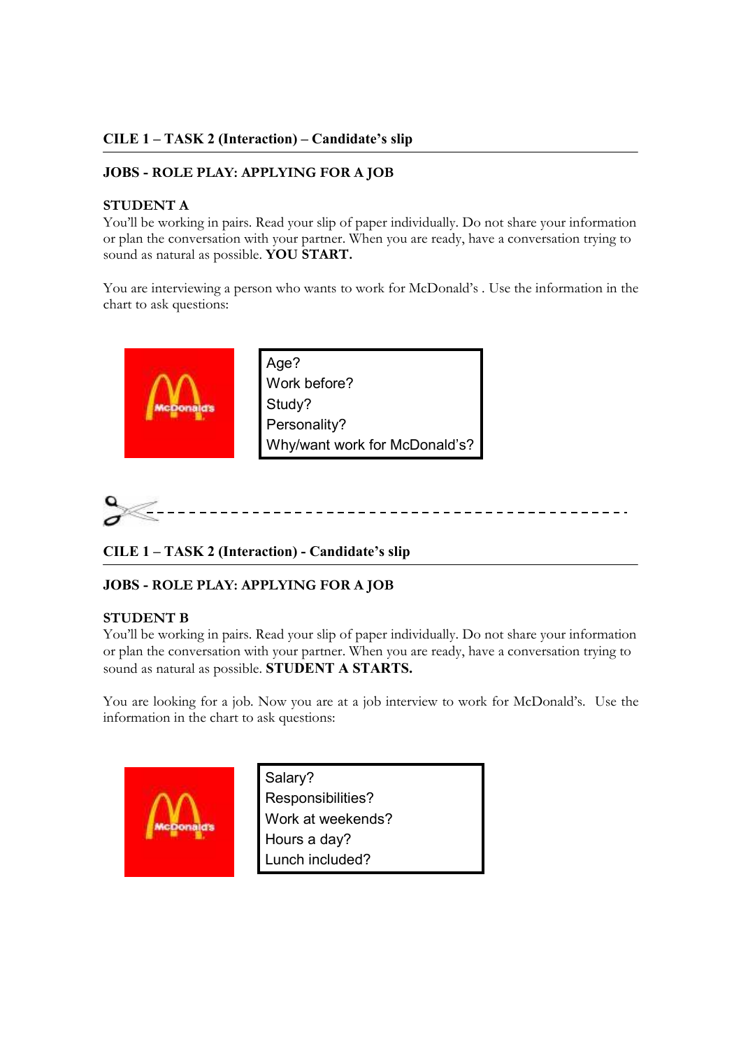**CILE 1 – TASK 2 (Interaction) – Candidate's slip**

**JOBS - ROLE PLAY: APPLYING FOR A JOB**

**STUDENT A**

You'll be working in pairs. Read your slip of paper individually. Do not share your information or plan the conversation with your partner. When you are ready, have a conversation trying to sound as natural as possible. **YOU START.**

You are interviewing a person who wants to work for McDonald's . Use the information in the chart to ask questions:

Age?
Work before?
Study?
Personality?
Why/want work for McDonald's?

---

**CILE 1 – TASK 2 (Interaction) - Candidate's slip**

**JOBS - ROLE PLAY: APPLYING FOR A JOB**

**STUDENT B**

You'll be working in pairs. Read your slip of paper individually. Do not share your information or plan the conversation with your partner. When you are ready, have a conversation trying to sound as natural as possible. **STUDENT A STARTS.**

You are looking for a job. Now you are at a job interview to work for McDonald's. Use the information in the chart to ask questions:

Salary?
Responsibilities?
Work at weekends?
Hours a day?
Lunch included?